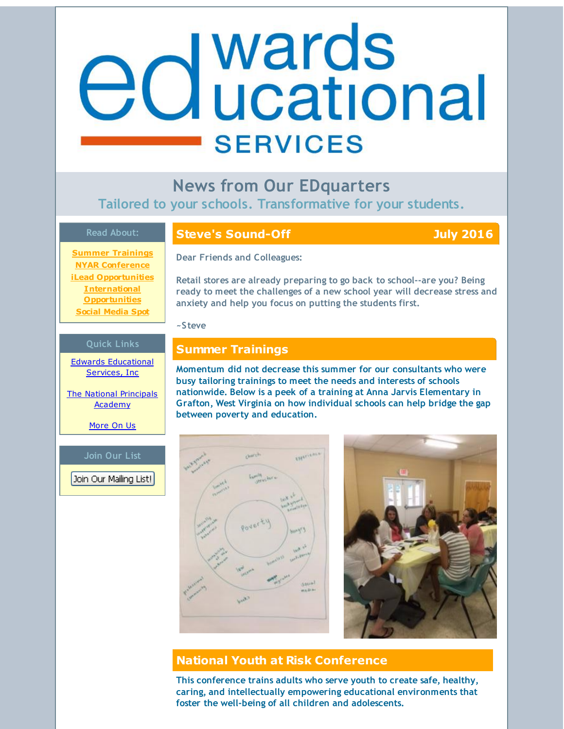# edwards educational SERVICES

## News from Our EDquarters

Tailored to your schools. Transformative for your students.

**Read About:**

- Summer Trainings
- NYAR Conference
- iLead Opportunities
- International Opportunities
- Social Media Spot

**Quick Links**

- Edwards Educational Services, Inc
- The National Principals Academy
- More On Us

**Join Our List**

Join Our Mailing List!

## Steve's Sound-Off — July 2016

Dear Friends and Colleagues:

Retail stores are already preparing to go back to school--are you? Being ready to meet the challenges of a new school year will decrease stress and anxiety and help you focus on putting the students first.

~Steve

## Summer Trainings

**Momentum did not decrease this summer for our consultants who were busy tailoring trainings to meet the needs and interests of schools nationwide. Below is a peek of a training at Anna Jarvis Elementary in Grafton, West Virginia on how individual schools can help bridge the gap between poverty and education.**

## National Youth at Risk Conference

**This conference trains adults who serve youth to create safe, healthy, caring, and intellectually empowering educational environments that foster the well-being of all children and adolescents.**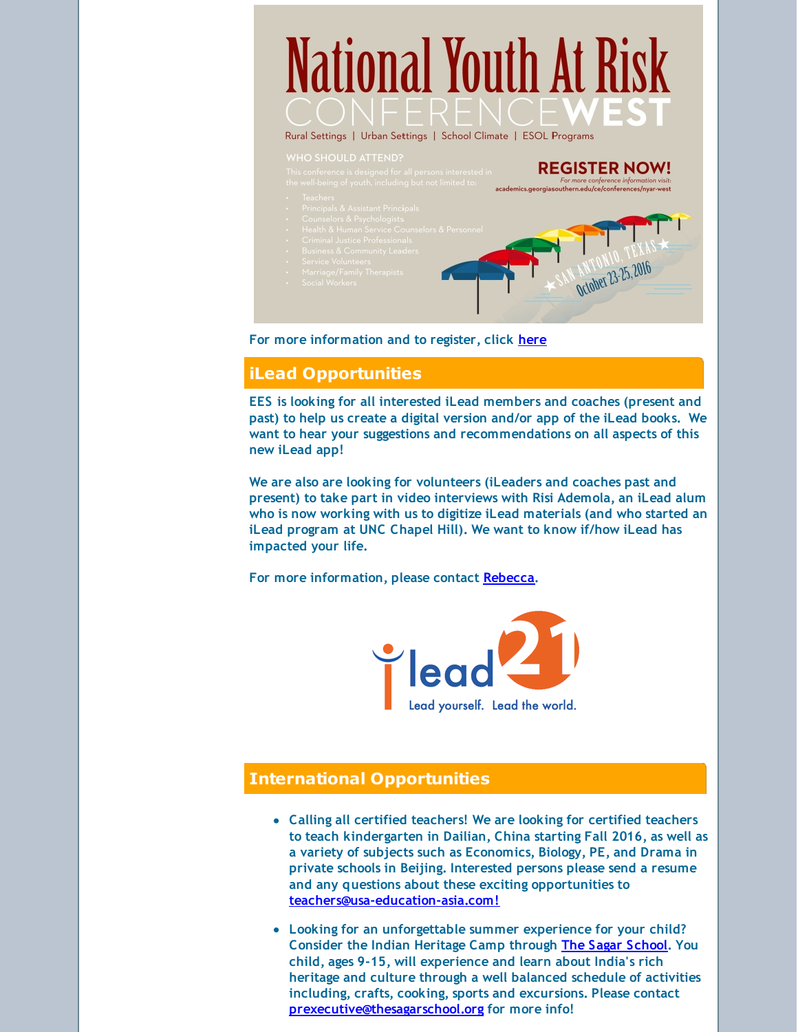National Youth At Risk CONFERENCE WEST

Rural Settings | Urban Settings | School Climate | ESOL Programs

WHO SHOULD ATTEND?

This conference is designed for all persons interested in the well-being of youth, including but not limited to:

- Teachers
- Principals & Assistant Principals
- Counselors & Psychologists
- Health & Human Service Counselors & Personnel
- Criminal Justice Professionals
- Business & Community Leaders
- Service Volunteers
- Marriage/Family Therapists
- Social Workers

REGISTER NOW!

For more conference information visit: academics.georgiasouthern.edu/ce/conferences/nyar-west

SAN ANTONIO, TEXAS October 23-25, 2016

**For more information and to register, click here**

## iLead Opportunities

**EES is looking for all interested iLead members and coaches (present and past) to help us create a digital version and/or app of the iLead books. We want to hear your suggestions and recommendations on all aspects of this new iLead app!**

**We are also are looking for volunteers (iLeaders and coaches past and present) to take part in video interviews with Risi Ademola, an iLead alum who is now working with us to digitize iLead materials (and who started an iLead program at UNC Chapel Hill). We want to know if/how iLead has impacted your life.**

**For more information, please contact Rebecca.**

ilead21 Lead yourself. Lead the world.

## International Opportunities

- **Calling all certified teachers! We are looking for certified teachers to teach kindergarten in Dailian, China starting Fall 2016, as well as a variety of subjects such as Economics, Biology, PE, and Drama in private schools in Beijing. Interested persons please send a resume and any questions about these exciting opportunities to teachers@usa-education-asia.com!**
- **Looking for an unforgettable summer experience for your child? Consider the Indian Heritage Camp through The Sagar School. You child, ages 9-15, will experience and learn about India's rich heritage and culture through a well balanced schedule of activities including, crafts, cooking, sports and excursions. Please contact prexecutive@thesagarschool.org for more info!**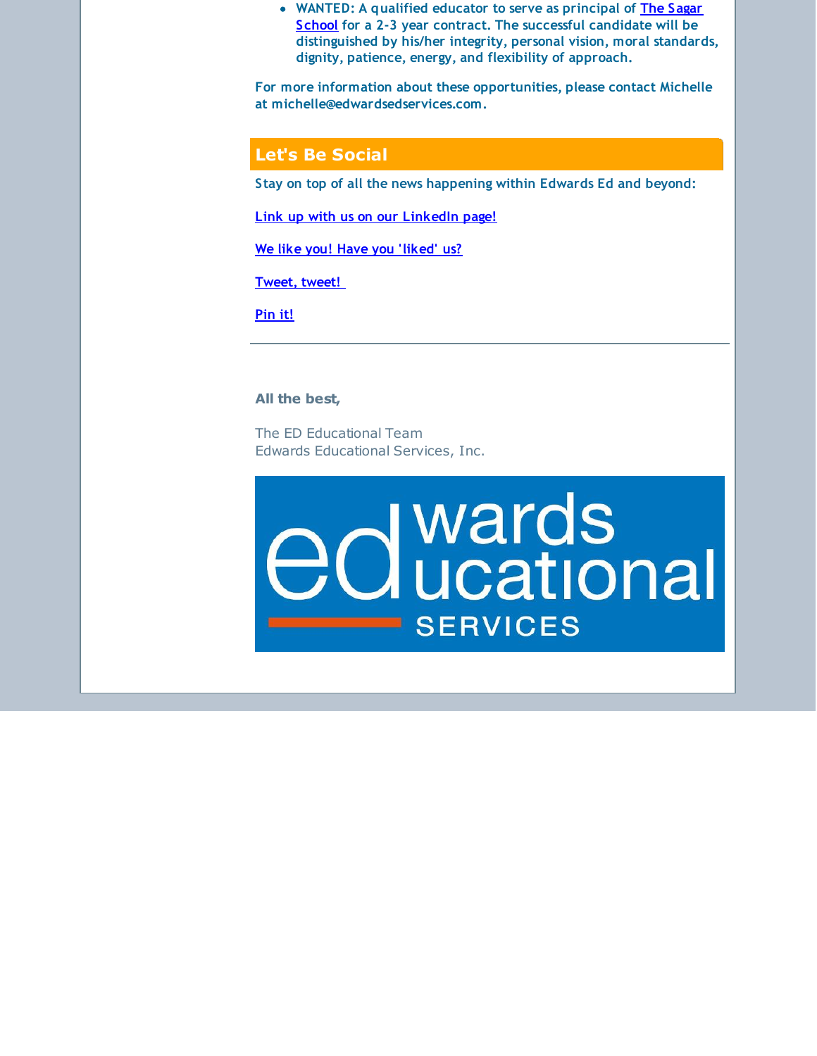- **WANTED: A qualified educator to serve as principal of The Sagar School for a 2-3 year contract. The successful candidate will be distinguished by his/her integrity, personal vision, moral standards, dignity, patience, energy, and flexibility of approach.**

**For more information about these opportunities, please contact Michelle at michelle@edwardsedservices.com.**

## Let's Be Social

**Stay on top of all the news happening within Edwards Ed and beyond:**

**Link up with us on our LinkedIn page!**

**We like you! Have you 'liked' us?**

**Tweet, tweet!**

**Pin it!**

---

**All the best,**

The ED Educational Team
Edwards Educational Services, Inc.

edwards educational SERVICES